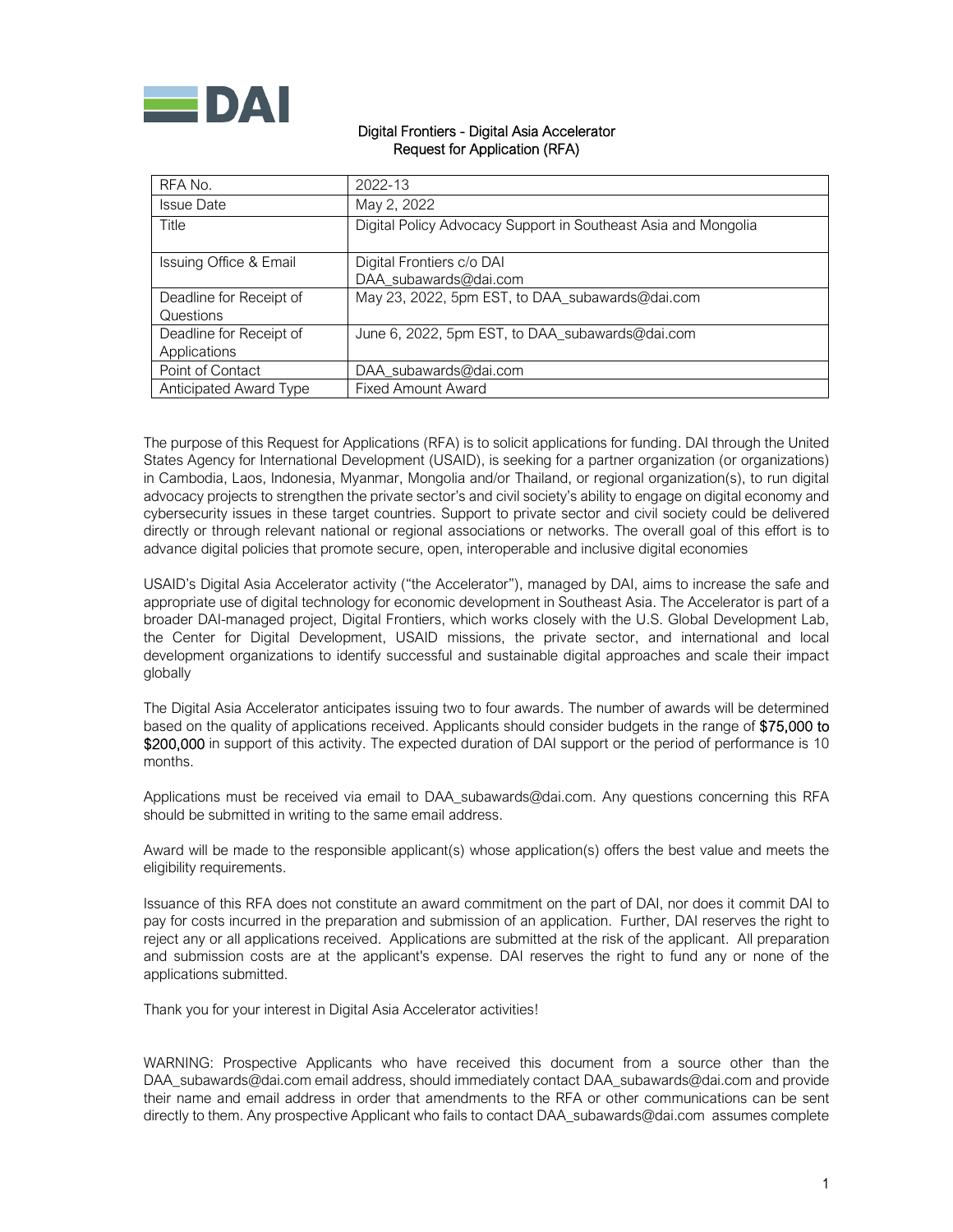DAI

**Digital Frontiers - Digital Asia Accelerator**
**Request for Application (RFA)**

| | |
|---|---|
| RFA No. | 2022-13 |
| Issue Date | May 2, 2022 |
| Title | Digital Policy Advocacy Support in Southeast Asia and Mongolia |
| Issuing Office & Email | Digital Frontiers c/o DAI<br>DAA_subawards@dai.com |
| Deadline for Receipt of Questions | May 23, 2022, 5pm EST, to DAA_subawards@dai.com |
| Deadline for Receipt of Applications | June 6, 2022, 5pm EST, to DAA_subawards@dai.com |
| Point of Contact | DAA_subawards@dai.com |
| Anticipated Award Type | Fixed Amount Award |

The purpose of this Request for Applications (RFA) is to solicit applications for funding. DAI through the United States Agency for International Development (USAID), is seeking for a partner organization (or organizations) in Cambodia, Laos, Indonesia, Myanmar, Mongolia and/or Thailand, or regional organization(s), to run digital advocacy projects to strengthen the private sector's and civil society's ability to engage on digital economy and cybersecurity issues in these target countries. Support to private sector and civil society could be delivered directly or through relevant national or regional associations or networks. The overall goal of this effort is to advance digital policies that promote secure, open, interoperable and inclusive digital economies

USAID's Digital Asia Accelerator activity ("the Accelerator"), managed by DAI, aims to increase the safe and appropriate use of digital technology for economic development in Southeast Asia. The Accelerator is part of a broader DAI-managed project, Digital Frontiers, which works closely with the U.S. Global Development Lab, the Center for Digital Development, USAID missions, the private sector, and international and local development organizations to identify successful and sustainable digital approaches and scale their impact globally

The Digital Asia Accelerator anticipates issuing two to four awards. The number of awards will be determined based on the quality of applications received. Applicants should consider budgets in the range of $75,000 to $200,000 in support of this activity. The expected duration of DAI support or the period of performance is 10 months.

Applications must be received via email to DAA_subawards@dai.com. Any questions concerning this RFA should be submitted in writing to the same email address.

Award will be made to the responsible applicant(s) whose application(s) offers the best value and meets the eligibility requirements.

Issuance of this RFA does not constitute an award commitment on the part of DAI, nor does it commit DAI to pay for costs incurred in the preparation and submission of an application. Further, DAI reserves the right to reject any or all applications received. Applications are submitted at the risk of the applicant. All preparation and submission costs are at the applicant's expense. DAI reserves the right to fund any or none of the applications submitted.

Thank you for your interest in Digital Asia Accelerator activities!

WARNING: Prospective Applicants who have received this document from a source other than the DAA_subawards@dai.com email address, should immediately contact DAA_subawards@dai.com and provide their name and email address in order that amendments to the RFA or other communications can be sent directly to them. Any prospective Applicant who fails to contact DAA_subawards@dai.com assumes complete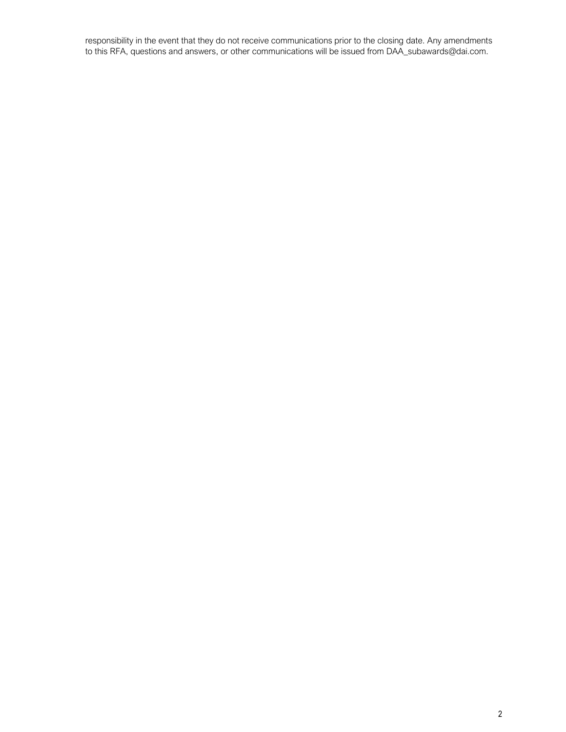responsibility in the event that they do not receive communications prior to the closing date. Any amendments to this RFA, questions and answers, or other communications will be issued from DAA_subawards@dai.com.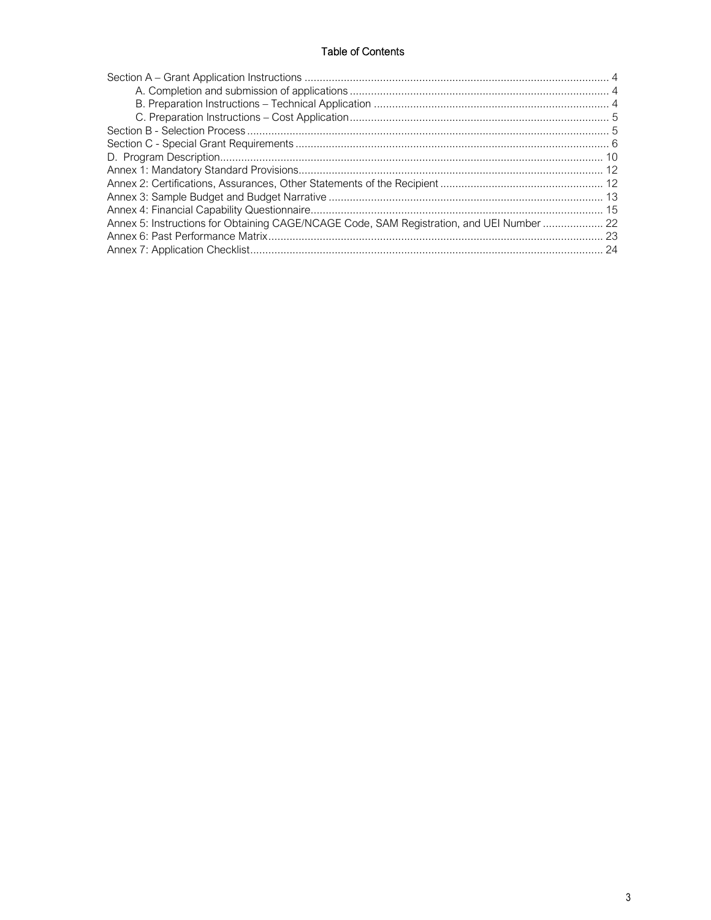# Table of Contents

Section A – Grant Application Instructions .................................................................................................... 4
- A. Completion and submission of applications ..................................................................................... 4
- B. Preparation Instructions – Technical Application ............................................................................. 4
- C. Preparation Instructions – Cost Application ..................................................................................... 5

Section B - Selection Process ........................................................................................................................ 5
Section C - Special Grant Requirements ....................................................................................................... 6
D. Program Description.................................................................................................................................. 10
Annex 1: Mandatory Standard Provisions..................................................................................................... 12
Annex 2: Certifications, Assurances, Other Statements of the Recipient ...................................................... 12
Annex 3: Sample Budget and Budget Narrative ........................................................................................... 13
Annex 4: Financial Capability Questionnaire................................................................................................. 15
Annex 5: Instructions for Obtaining CAGE/NCAGE Code, SAM Registration, and UEI Number .................... 22
Annex 6: Past Performance Matrix............................................................................................................... 23
Annex 7: Application Checklist..................................................................................................................... 24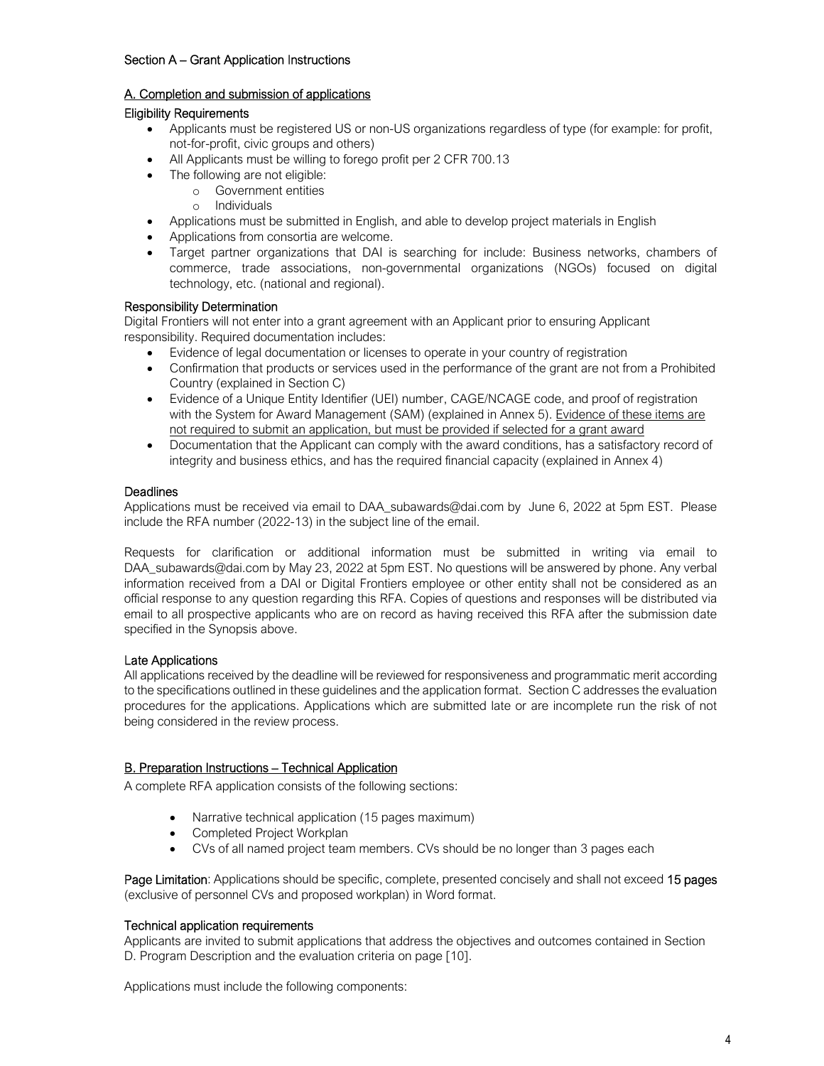## Section A – Grant Application Instructions

### A. Completion and submission of applications

#### Eligibility Requirements

- Applicants must be registered US or non-US organizations regardless of type (for example: for profit, not-for-profit, civic groups and others)
- All Applicants must be willing to forego profit per 2 CFR 700.13
- The following are not eligible:
  - Government entities
  - Individuals
- Applications must be submitted in English, and able to develop project materials in English
- Applications from consortia are welcome.
- Target partner organizations that DAI is searching for include: Business networks, chambers of commerce, trade associations, non-governmental organizations (NGOs) focused on digital technology, etc. (national and regional).

#### Responsibility Determination

Digital Frontiers will not enter into a grant agreement with an Applicant prior to ensuring Applicant responsibility. Required documentation includes:

- Evidence of legal documentation or licenses to operate in your country of registration
- Confirmation that products or services used in the performance of the grant are not from a Prohibited Country (explained in Section C)
- Evidence of a Unique Entity Identifier (UEI) number, CAGE/NCAGE code, and proof of registration with the System for Award Management (SAM) (explained in Annex 5). Evidence of these items are not required to submit an application, but must be provided if selected for a grant award
- Documentation that the Applicant can comply with the award conditions, has a satisfactory record of integrity and business ethics, and has the required financial capacity (explained in Annex 4)

#### Deadlines

Applications must be received via email to DAA_subawards@dai.com by June 6, 2022 at 5pm EST. Please include the RFA number (2022-13) in the subject line of the email.

Requests for clarification or additional information must be submitted in writing via email to DAA_subawards@dai.com by May 23, 2022 at 5pm EST. No questions will be answered by phone. Any verbal information received from a DAI or Digital Frontiers employee or other entity shall not be considered as an official response to any question regarding this RFA. Copies of questions and responses will be distributed via email to all prospective applicants who are on record as having received this RFA after the submission date specified in the Synopsis above.

#### Late Applications

All applications received by the deadline will be reviewed for responsiveness and programmatic merit according to the specifications outlined in these guidelines and the application format. Section C addresses the evaluation procedures for the applications. Applications which are submitted late or are incomplete run the risk of not being considered in the review process.

### B. Preparation Instructions – Technical Application

A complete RFA application consists of the following sections:

- Narrative technical application (15 pages maximum)
- Completed Project Workplan
- CVs of all named project team members. CVs should be no longer than 3 pages each

**Page Limitation**: Applications should be specific, complete, presented concisely and shall not exceed **15 pages** (exclusive of personnel CVs and proposed workplan) in Word format.

#### Technical application requirements

Applicants are invited to submit applications that address the objectives and outcomes contained in Section D. Program Description and the evaluation criteria on page [10].

Applications must include the following components: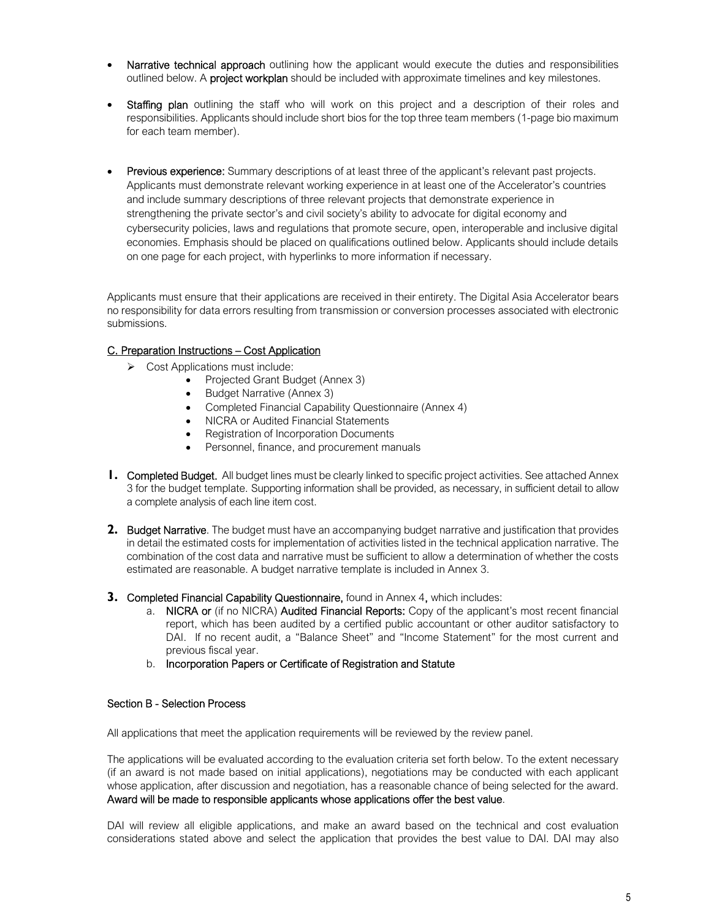- **Narrative technical approach** outlining how the applicant would execute the duties and responsibilities outlined below. A **project workplan** should be included with approximate timelines and key milestones.
- **Staffing plan** outlining the staff who will work on this project and a description of their roles and responsibilities. Applicants should include short bios for the top three team members (1-page bio maximum for each team member).
- **Previous experience:** Summary descriptions of at least three of the applicant's relevant past projects. Applicants must demonstrate relevant working experience in at least one of the Accelerator's countries and include summary descriptions of three relevant projects that demonstrate experience in strengthening the private sector's and civil society's ability to advocate for digital economy and cybersecurity policies, laws and regulations that promote secure, open, interoperable and inclusive digital economies. Emphasis should be placed on qualifications outlined below. Applicants should include details on one page for each project, with hyperlinks to more information if necessary.

Applicants must ensure that their applications are received in their entirety. The Digital Asia Accelerator bears no responsibility for data errors resulting from transmission or conversion processes associated with electronic submissions.

## C. Preparation Instructions – Cost Application

- Cost Applications must include:
  - Projected Grant Budget (Annex 3)
  - Budget Narrative (Annex 3)
  - Completed Financial Capability Questionnaire (Annex 4)
  - NICRA or Audited Financial Statements
  - Registration of Incorporation Documents
  - Personnel, finance, and procurement manuals

1. **Completed Budget.** All budget lines must be clearly linked to specific project activities. See attached Annex 3 for the budget template. Supporting information shall be provided, as necessary, in sufficient detail to allow a complete analysis of each line item cost.
2. **Budget Narrative**. The budget must have an accompanying budget narrative and justification that provides in detail the estimated costs for implementation of activities listed in the technical application narrative. The combination of the cost data and narrative must be sufficient to allow a determination of whether the costs estimated are reasonable. A budget narrative template is included in Annex 3.
3. **Completed Financial Capability Questionnaire,** found in Annex 4**,** which includes:
   a. **NICRA or** (if no NICRA) **Audited Financial Reports:** Copy of the applicant's most recent financial report, which has been audited by a certified public accountant or other auditor satisfactory to DAI. If no recent audit, a "Balance Sheet" and "Income Statement" for the most current and previous fiscal year.
   b. **Incorporation Papers or Certificate of Registration and Statute**

## Section B - Selection Process

All applications that meet the application requirements will be reviewed by the review panel.

The applications will be evaluated according to the evaluation criteria set forth below. To the extent necessary (if an award is not made based on initial applications), negotiations may be conducted with each applicant whose application, after discussion and negotiation, has a reasonable chance of being selected for the award. **Award will be made to responsible applicants whose applications offer the best value**.

DAI will review all eligible applications, and make an award based on the technical and cost evaluation considerations stated above and select the application that provides the best value to DAI. DAI may also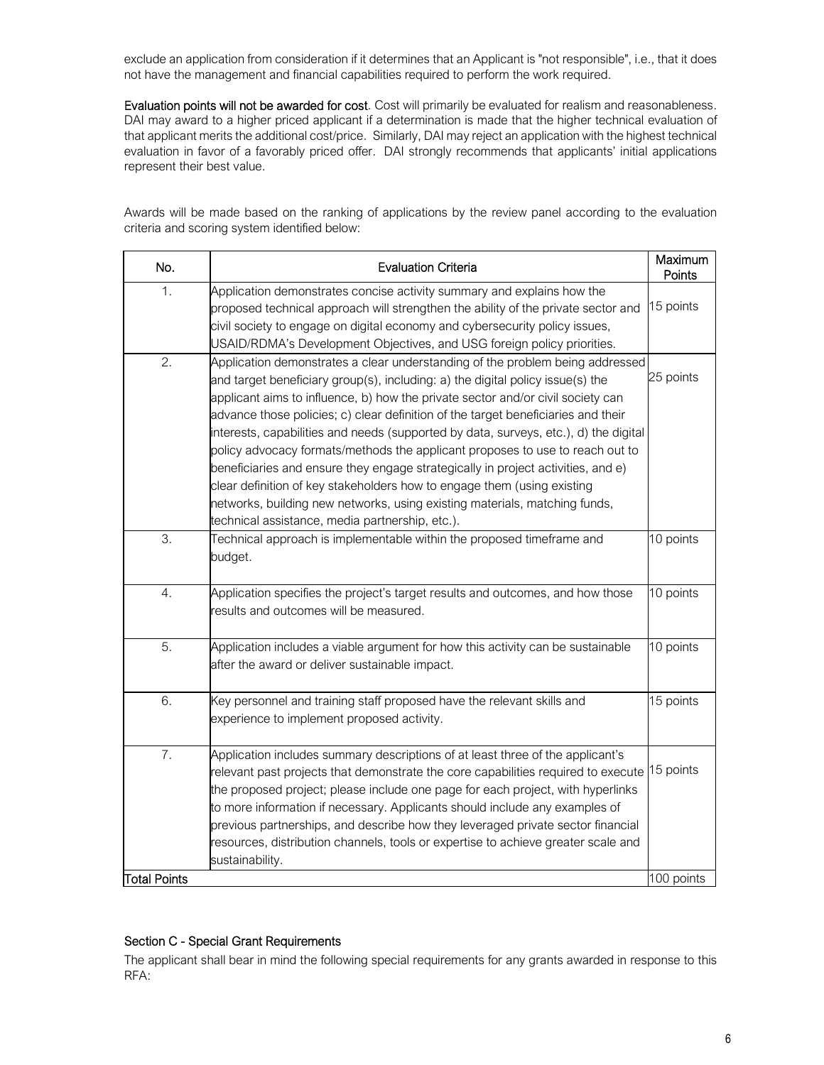exclude an application from consideration if it determines that an Applicant is "not responsible", i.e., that it does not have the management and financial capabilities required to perform the work required.

**Evaluation points will not be awarded for cost**. Cost will primarily be evaluated for realism and reasonableness. DAI may award to a higher priced applicant if a determination is made that the higher technical evaluation of that applicant merits the additional cost/price. Similarly, DAI may reject an application with the highest technical evaluation in favor of a favorably priced offer. DAI strongly recommends that applicants' initial applications represent their best value.

Awards will be made based on the ranking of applications by the review panel according to the evaluation criteria and scoring system identified below:

| No. | Evaluation Criteria | Maximum Points |
|---|---|---|
| 1. | Application demonstrates concise activity summary and explains how the proposed technical approach will strengthen the ability of the private sector and civil society to engage on digital economy and cybersecurity policy issues, USAID/RDMA's Development Objectives, and USG foreign policy priorities. | 15 points |
| 2. | Application demonstrates a clear understanding of the problem being addressed and target beneficiary group(s), including: a) the digital policy issue(s) the applicant aims to influence, b) how the private sector and/or civil society can advance those policies; c) clear definition of the target beneficiaries and their interests, capabilities and needs (supported by data, surveys, etc.), d) the digital policy advocacy formats/methods the applicant proposes to use to reach out to beneficiaries and ensure they engage strategically in project activities, and e) clear definition of key stakeholders how to engage them (using existing networks, building new networks, using existing materials, matching funds, technical assistance, media partnership, etc.). | 25 points |
| 3. | Technical approach is implementable within the proposed timeframe and budget. | 10 points |
| 4. | Application specifies the project's target results and outcomes, and how those results and outcomes will be measured. | 10 points |
| 5. | Application includes a viable argument for how this activity can be sustainable after the award or deliver sustainable impact. | 10 points |
| 6. | Key personnel and training staff proposed have the relevant skills and experience to implement proposed activity. | 15 points |
| 7. | Application includes summary descriptions of at least three of the applicant's relevant past projects that demonstrate the core capabilities required to execute the proposed project; please include one page for each project, with hyperlinks to more information if necessary. Applicants should include any examples of previous partnerships, and describe how they leveraged private sector financial resources, distribution channels, tools or expertise to achieve greater scale and sustainability. | 15 points |
| **Total Points** | | 100 points |

## Section C - Special Grant Requirements

The applicant shall bear in mind the following special requirements for any grants awarded in response to this RFA: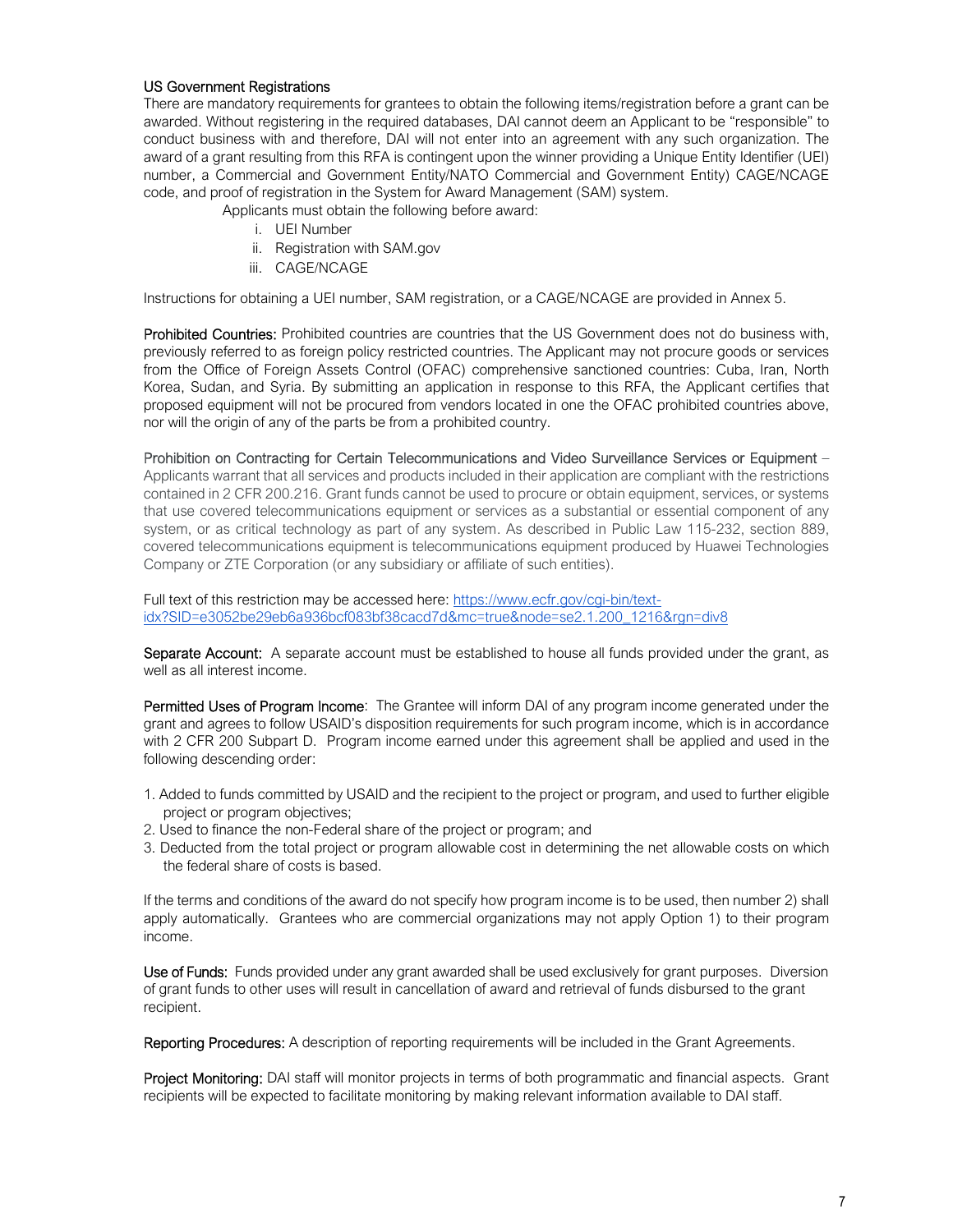### US Government Registrations

There are mandatory requirements for grantees to obtain the following items/registration before a grant can be awarded. Without registering in the required databases, DAI cannot deem an Applicant to be "responsible" to conduct business with and therefore, DAI will not enter into an agreement with any such organization. The award of a grant resulting from this RFA is contingent upon the winner providing a Unique Entity Identifier (UEI) number, a Commercial and Government Entity/NATO Commercial and Government Entity) CAGE/NCAGE code, and proof of registration in the System for Award Management (SAM) system.

Applicants must obtain the following before award:

i. UEI Number
ii. Registration with SAM.gov
iii. CAGE/NCAGE

Instructions for obtaining a UEI number, SAM registration, or a CAGE/NCAGE are provided in Annex 5.

**Prohibited Countries:** Prohibited countries are countries that the US Government does not do business with, previously referred to as foreign policy restricted countries. The Applicant may not procure goods or services from the Office of Foreign Assets Control (OFAC) comprehensive sanctioned countries: Cuba, Iran, North Korea, Sudan, and Syria. By submitting an application in response to this RFA, the Applicant certifies that proposed equipment will not be procured from vendors located in one the OFAC prohibited countries above, nor will the origin of any of the parts be from a prohibited country.

**Prohibition on Contracting for Certain Telecommunications and Video Surveillance Services or Equipment** – Applicants warrant that all services and products included in their application are compliant with the restrictions contained in 2 CFR 200.216. Grant funds cannot be used to procure or obtain equipment, services, or systems that use covered telecommunications equipment or services as a substantial or essential component of any system, or as critical technology as part of any system. As described in Public Law 115-232, section 889, covered telecommunications equipment is telecommunications equipment produced by Huawei Technologies Company or ZTE Corporation (or any subsidiary or affiliate of such entities).

Full text of this restriction may be accessed here: [https://www.ecfr.gov/cgi-bin/text-idx?SID=e3052be29eb6a936bcf083bf38cacd7d&mc=true&node=se2.1.200_1216&rgn=div8](https://www.ecfr.gov/cgi-bin/text-idx?SID=e3052be29eb6a936bcf083bf38cacd7d&mc=true&node=se2.1.200_1216&rgn=div8)

**Separate Account:** A separate account must be established to house all funds provided under the grant, as well as all interest income.

**Permitted Uses of Program Income**: The Grantee will inform DAI of any program income generated under the grant and agrees to follow USAID's disposition requirements for such program income, which is in accordance with 2 CFR 200 Subpart D. Program income earned under this agreement shall be applied and used in the following descending order:

1. Added to funds committed by USAID and the recipient to the project or program, and used to further eligible project or program objectives;
2. Used to finance the non-Federal share of the project or program; and
3. Deducted from the total project or program allowable cost in determining the net allowable costs on which the federal share of costs is based.

If the terms and conditions of the award do not specify how program income is to be used, then number 2) shall apply automatically. Grantees who are commercial organizations may not apply Option 1) to their program income.

**Use of Funds:** Funds provided under any grant awarded shall be used exclusively for grant purposes. Diversion of grant funds to other uses will result in cancellation of award and retrieval of funds disbursed to the grant recipient.

**Reporting Procedures:** A description of reporting requirements will be included in the Grant Agreements.

**Project Monitoring:** DAI staff will monitor projects in terms of both programmatic and financial aspects. Grant recipients will be expected to facilitate monitoring by making relevant information available to DAI staff.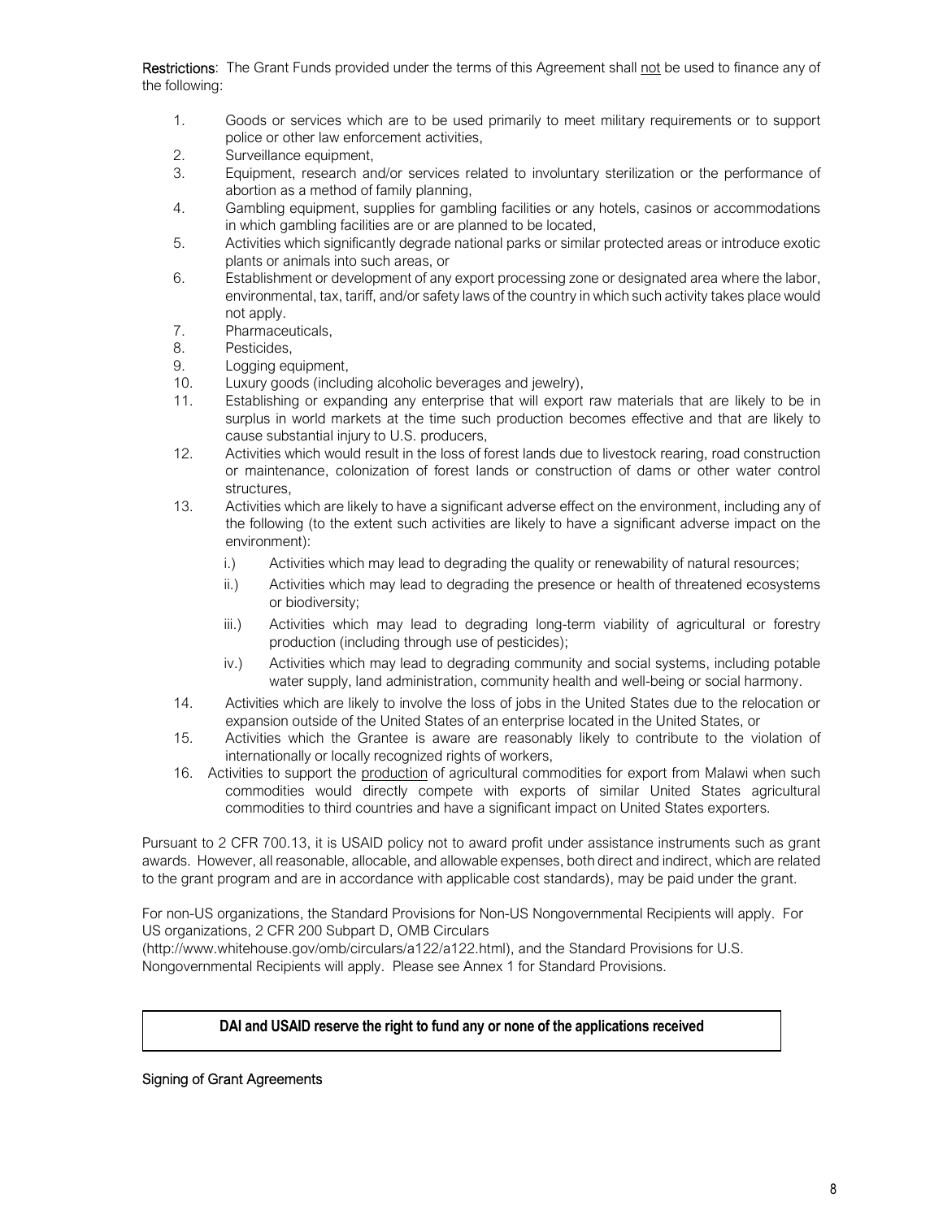**Restrictions**: The Grant Funds provided under the terms of this Agreement shall not be used to finance any of the following:

1. Goods or services which are to be used primarily to meet military requirements or to support police or other law enforcement activities,
2. Surveillance equipment,
3. Equipment, research and/or services related to involuntary sterilization or the performance of abortion as a method of family planning,
4. Gambling equipment, supplies for gambling facilities or any hotels, casinos or accommodations in which gambling facilities are or are planned to be located,
5. Activities which significantly degrade national parks or similar protected areas or introduce exotic plants or animals into such areas, or
6. Establishment or development of any export processing zone or designated area where the labor, environmental, tax, tariff, and/or safety laws of the country in which such activity takes place would not apply.
7. Pharmaceuticals,
8. Pesticides,
9. Logging equipment,
10. Luxury goods (including alcoholic beverages and jewelry),
11. Establishing or expanding any enterprise that will export raw materials that are likely to be in surplus in world markets at the time such production becomes effective and that are likely to cause substantial injury to U.S. producers,
12. Activities which would result in the loss of forest lands due to livestock rearing, road construction or maintenance, colonization of forest lands or construction of dams or other water control structures,
13. Activities which are likely to have a significant adverse effect on the environment, including any of the following (to the extent such activities are likely to have a significant adverse impact on the environment):
    - i.) Activities which may lead to degrading the quality or renewability of natural resources;
    - ii.) Activities which may lead to degrading the presence or health of threatened ecosystems or biodiversity;
    - iii.) Activities which may lead to degrading long-term viability of agricultural or forestry production (including through use of pesticides);
    - iv.) Activities which may lead to degrading community and social systems, including potable water supply, land administration, community health and well-being or social harmony.
14. Activities which are likely to involve the loss of jobs in the United States due to the relocation or expansion outside of the United States of an enterprise located in the United States, or
15. Activities which the Grantee is aware are reasonably likely to contribute to the violation of internationally or locally recognized rights of workers,
16. Activities to support the production of agricultural commodities for export from Malawi when such commodities would directly compete with exports of similar United States agricultural commodities to third countries and have a significant impact on United States exporters.

Pursuant to 2 CFR 700.13, it is USAID policy not to award profit under assistance instruments such as grant awards. However, all reasonable, allocable, and allowable expenses, both direct and indirect, which are related to the grant program and are in accordance with applicable cost standards), may be paid under the grant.

For non-US organizations, the Standard Provisions for Non-US Nongovernmental Recipients will apply. For US organizations, 2 CFR 200 Subpart D, OMB Circulars (http://www.whitehouse.gov/omb/circulars/a122/a122.html), and the Standard Provisions for U.S. Nongovernmental Recipients will apply. Please see Annex 1 for Standard Provisions.

| **DAI and USAID reserve the right to fund any or none of the applications received** |
|---|

Signing of Grant Agreements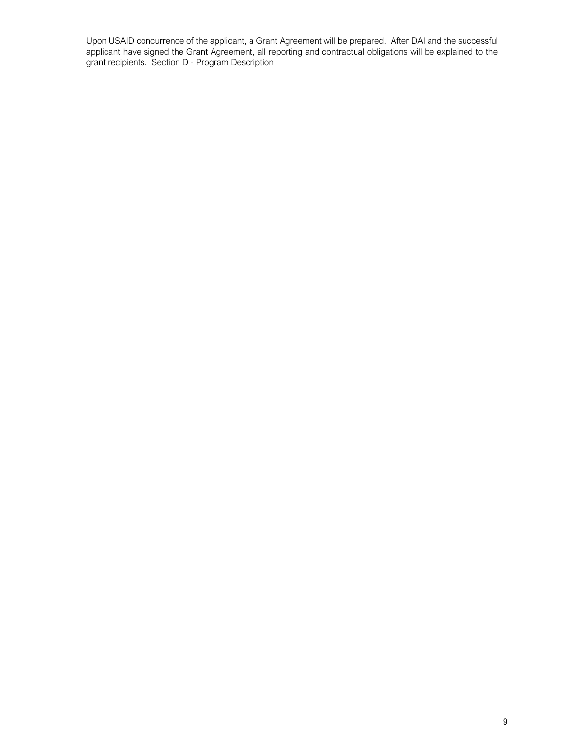Upon USAID concurrence of the applicant, a Grant Agreement will be prepared. After DAI and the successful applicant have signed the Grant Agreement, all reporting and contractual obligations will be explained to the grant recipients. Section D - Program Description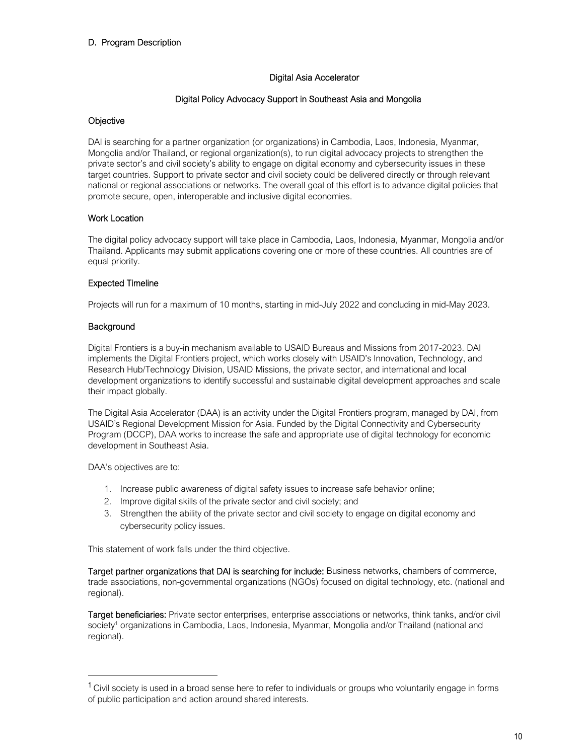## D. Program Description

### Digital Asia Accelerator

### Digital Policy Advocacy Support in Southeast Asia and Mongolia

#### Objective

DAI is searching for a partner organization (or organizations) in Cambodia, Laos, Indonesia, Myanmar, Mongolia and/or Thailand, or regional organization(s), to run digital advocacy projects to strengthen the private sector's and civil society's ability to engage on digital economy and cybersecurity issues in these target countries. Support to private sector and civil society could be delivered directly or through relevant national or regional associations or networks. The overall goal of this effort is to advance digital policies that promote secure, open, interoperable and inclusive digital economies.

#### Work Location

The digital policy advocacy support will take place in Cambodia, Laos, Indonesia, Myanmar, Mongolia and/or Thailand. Applicants may submit applications covering one or more of these countries. All countries are of equal priority.

#### Expected Timeline

Projects will run for a maximum of 10 months, starting in mid-July 2022 and concluding in mid-May 2023.

#### Background

Digital Frontiers is a buy-in mechanism available to USAID Bureaus and Missions from 2017-2023. DAI implements the Digital Frontiers project, which works closely with USAID's Innovation, Technology, and Research Hub/Technology Division, USAID Missions, the private sector, and international and local development organizations to identify successful and sustainable digital development approaches and scale their impact globally.

The Digital Asia Accelerator (DAA) is an activity under the Digital Frontiers program, managed by DAI, from USAID's Regional Development Mission for Asia. Funded by the Digital Connectivity and Cybersecurity Program (DCCP), DAA works to increase the safe and appropriate use of digital technology for economic development in Southeast Asia.

DAA's objectives are to:

1. Increase public awareness of digital safety issues to increase safe behavior online;
2. Improve digital skills of the private sector and civil society; and
3. Strengthen the ability of the private sector and civil society to engage on digital economy and cybersecurity policy issues.

This statement of work falls under the third objective.

**Target partner organizations that DAI is searching for include:** Business networks, chambers of commerce, trade associations, non-governmental organizations (NGOs) focused on digital technology, etc. (national and regional).

**Target beneficiaries:** Private sector enterprises, enterprise associations or networks, think tanks, and/or civil society[1] organizations in Cambodia, Laos, Indonesia, Myanmar, Mongolia and/or Thailand (national and regional).

---

[1] Civil society is used in a broad sense here to refer to individuals or groups who voluntarily engage in forms of public participation and action around shared interests.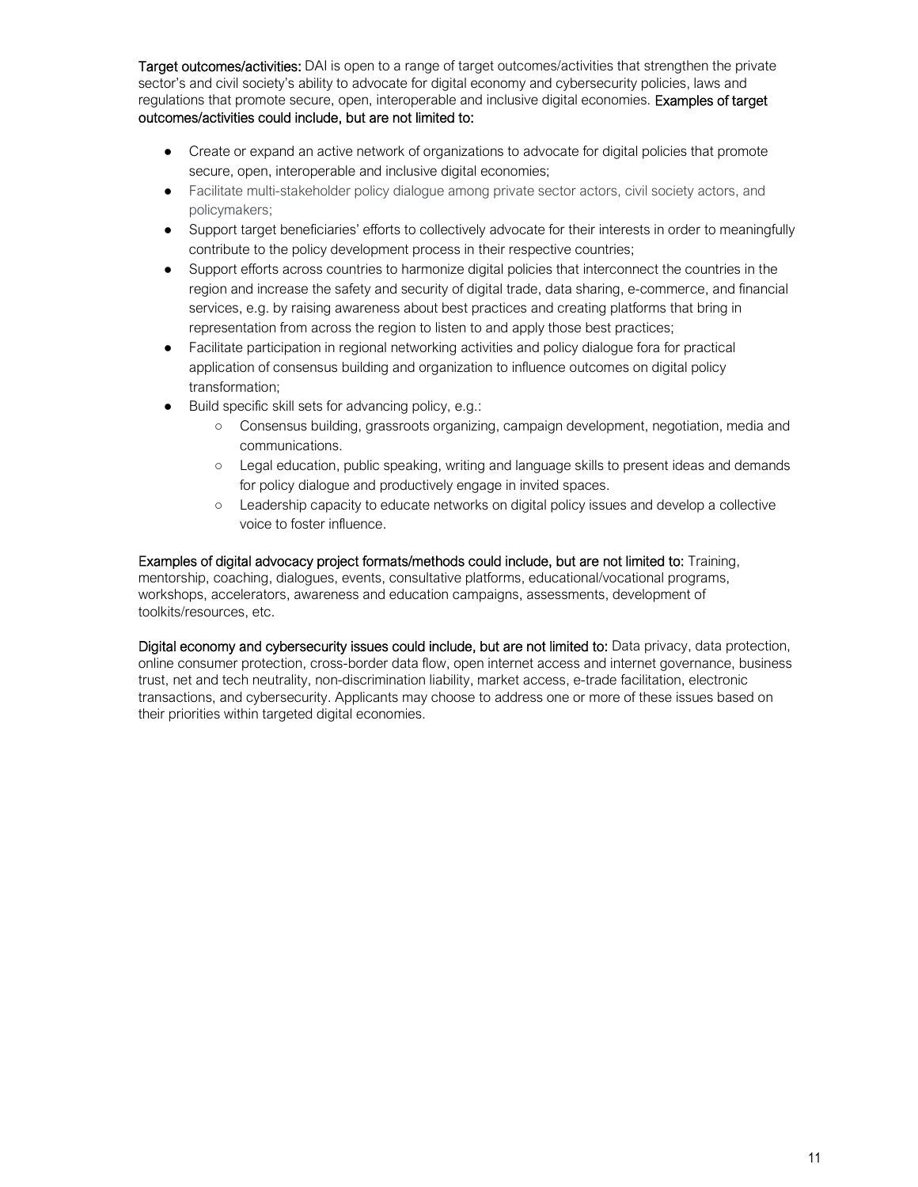**Target outcomes/activities:** DAI is open to a range of target outcomes/activities that strengthen the private sector's and civil society's ability to advocate for digital economy and cybersecurity policies, laws and regulations that promote secure, open, interoperable and inclusive digital economies. **Examples of target outcomes/activities could include, but are not limited to:**

- Create or expand an active network of organizations to advocate for digital policies that promote secure, open, interoperable and inclusive digital economies;
- Facilitate multi-stakeholder policy dialogue among private sector actors, civil society actors, and policymakers;
- Support target beneficiaries' efforts to collectively advocate for their interests in order to meaningfully contribute to the policy development process in their respective countries;
- Support efforts across countries to harmonize digital policies that interconnect the countries in the region and increase the safety and security of digital trade, data sharing, e-commerce, and financial services, e.g. by raising awareness about best practices and creating platforms that bring in representation from across the region to listen to and apply those best practices;
- Facilitate participation in regional networking activities and policy dialogue fora for practical application of consensus building and organization to influence outcomes on digital policy transformation;
- Build specific skill sets for advancing policy, e.g.:
  - Consensus building, grassroots organizing, campaign development, negotiation, media and communications.
  - Legal education, public speaking, writing and language skills to present ideas and demands for policy dialogue and productively engage in invited spaces.
  - Leadership capacity to educate networks on digital policy issues and develop a collective voice to foster influence.

**Examples of digital advocacy project formats/methods could include, but are not limited to:** Training, mentorship, coaching, dialogues, events, consultative platforms, educational/vocational programs, workshops, accelerators, awareness and education campaigns, assessments, development of toolkits/resources, etc.

**Digital economy and cybersecurity issues could include, but are not limited to:** Data privacy, data protection, online consumer protection, cross-border data flow, open internet access and internet governance, business trust, net and tech neutrality, non-discrimination liability, market access, e-trade facilitation, electronic transactions, and cybersecurity. Applicants may choose to address one or more of these issues based on their priorities within targeted digital economies.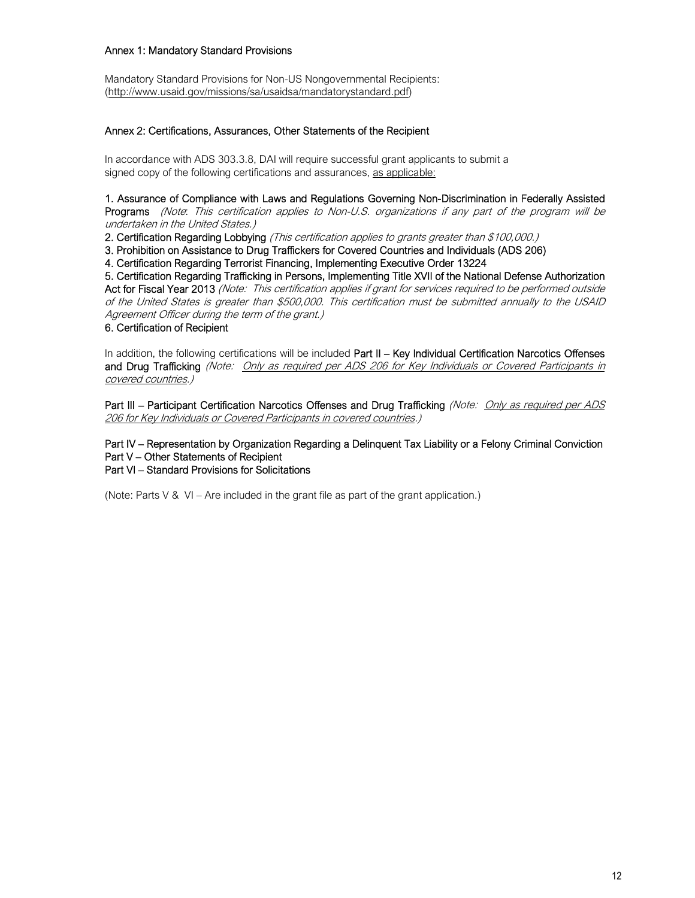## Annex 1: Mandatory Standard Provisions

Mandatory Standard Provisions for Non-US Nongovernmental Recipients:
(http://www.usaid.gov/missions/sa/usaidsa/mandatorystandard.pdf)

## Annex 2: Certifications, Assurances, Other Statements of the Recipient

In accordance with ADS 303.3.8, DAI will require successful grant applicants to submit a signed copy of the following certifications and assurances, as applicable:

1. Assurance of Compliance with Laws and Regulations Governing Non-Discrimination in Federally Assisted Programs *(Note: This certification applies to Non-U.S. organizations if any part of the program will be undertaken in the United States.)*
2. Certification Regarding Lobbying *(This certification applies to grants greater than $100,000.)*
3. Prohibition on Assistance to Drug Traffickers for Covered Countries and Individuals (ADS 206)
4. Certification Regarding Terrorist Financing, Implementing Executive Order 13224
5. Certification Regarding Trafficking in Persons, Implementing Title XVII of the National Defense Authorization Act for Fiscal Year 2013 *(Note: This certification applies if grant for services required to be performed outside of the United States is greater than $500,000. This certification must be submitted annually to the USAID Agreement Officer during the term of the grant.)*
6. Certification of Recipient

In addition, the following certifications will be included Part II – Key Individual Certification Narcotics Offenses and Drug Trafficking *(Note: Only as required per ADS 206 for Key Individuals or Covered Participants in covered countries.)*

Part III – Participant Certification Narcotics Offenses and Drug Trafficking *(Note: Only as required per ADS 206 for Key Individuals or Covered Participants in covered countries.)*

Part IV – Representation by Organization Regarding a Delinquent Tax Liability or a Felony Criminal Conviction
Part V – Other Statements of Recipient
Part VI – Standard Provisions for Solicitations

(Note: Parts V & VI – Are included in the grant file as part of the grant application.)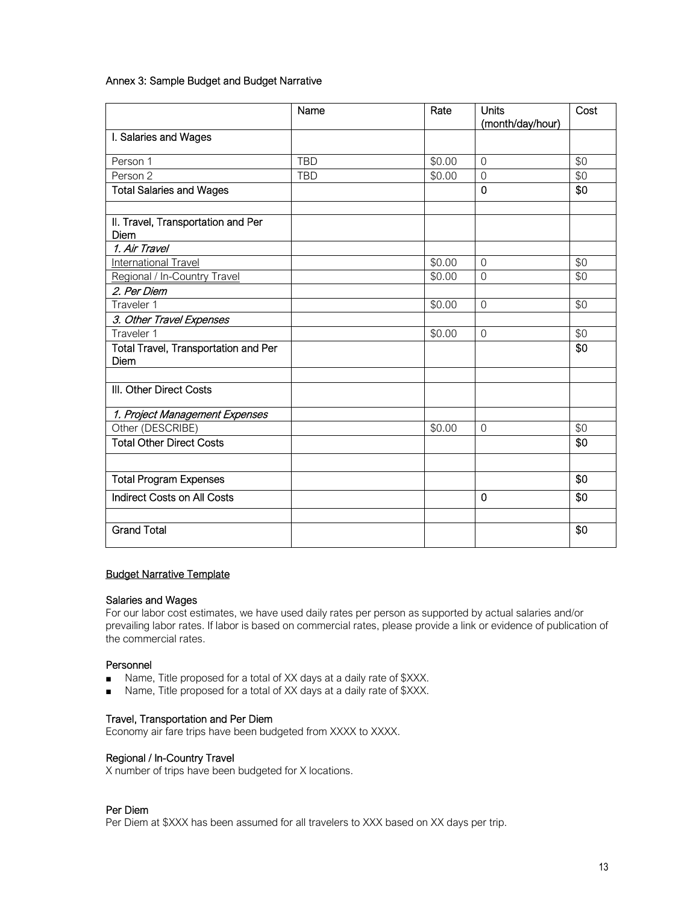Annex 3: Sample Budget and Budget Narrative

| | Name | Rate | Units (month/day/hour) | Cost |
|---|---|---|---|---|
| I. Salaries and Wages | | | | |
| Person 1 | TBD | \$0.00 | 0 | \$0 |
| Person 2 | TBD | \$0.00 | 0 | \$0 |
| **Total Salaries and Wages** | | | **0** | **\$0** |
| | | | | |
| II. Travel, Transportation and Per Diem | | | | |
| *1. Air Travel* | | | | |
| International Travel | | \$0.00 | 0 | \$0 |
| Regional / In-Country Travel | | \$0.00 | 0 | \$0 |
| *2. Per Diem* | | | | |
| Traveler 1 | | \$0.00 | 0 | \$0 |
| *3. Other Travel Expenses* | | | | |
| Traveler 1 | | \$0.00 | 0 | \$0 |
| **Total Travel, Transportation and Per Diem** | | | | **\$0** |
| | | | | |
| III. Other Direct Costs | | | | |
| *1. Project Management Expenses* | | | | |
| Other (DESCRIBE) | | \$0.00 | 0 | \$0 |
| **Total Other Direct Costs** | | | | **\$0** |
| | | | | |
| **Total Program Expenses** | | | | **\$0** |
| **Indirect Costs on All Costs** | | | **0** | **\$0** |
| | | | | |
| **Grand Total** | | | | **\$0** |

## Budget Narrative Template

### Salaries and Wages

For our labor cost estimates, we have used daily rates per person as supported by actual salaries and/or prevailing labor rates. If labor is based on commercial rates, please provide a link or evidence of publication of the commercial rates.

### Personnel

- Name, Title proposed for a total of XX days at a daily rate of \$XXX.
- Name, Title proposed for a total of XX days at a daily rate of \$XXX.

### Travel, Transportation and Per Diem

Economy air fare trips have been budgeted from XXXX to XXXX.

### Regional / In-Country Travel

X number of trips have been budgeted for X locations.

### Per Diem

Per Diem at \$XXX has been assumed for all travelers to XXX based on XX days per trip.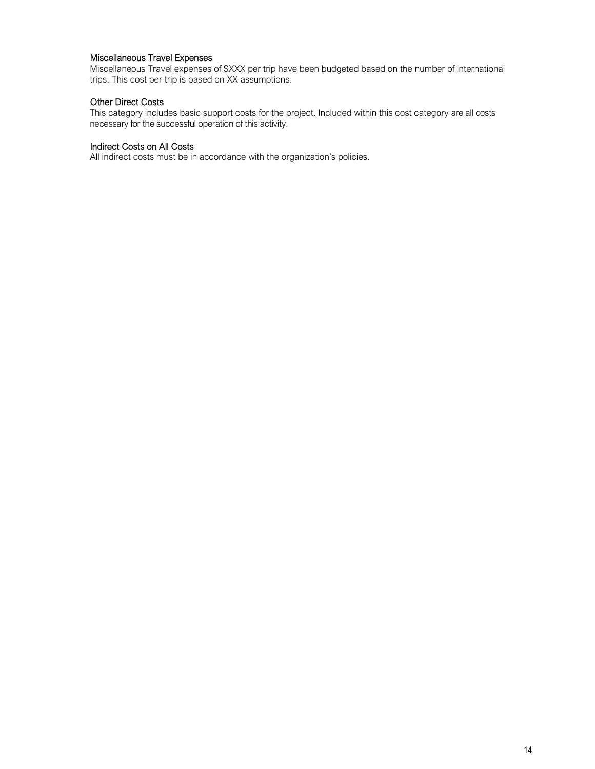### Miscellaneous Travel Expenses

Miscellaneous Travel expenses of $XXX per trip have been budgeted based on the number of international trips. This cost per trip is based on XX assumptions.

### Other Direct Costs

This category includes basic support costs for the project. Included within this cost category are all costs necessary for the successful operation of this activity.

### Indirect Costs on All Costs

All indirect costs must be in accordance with the organization's policies.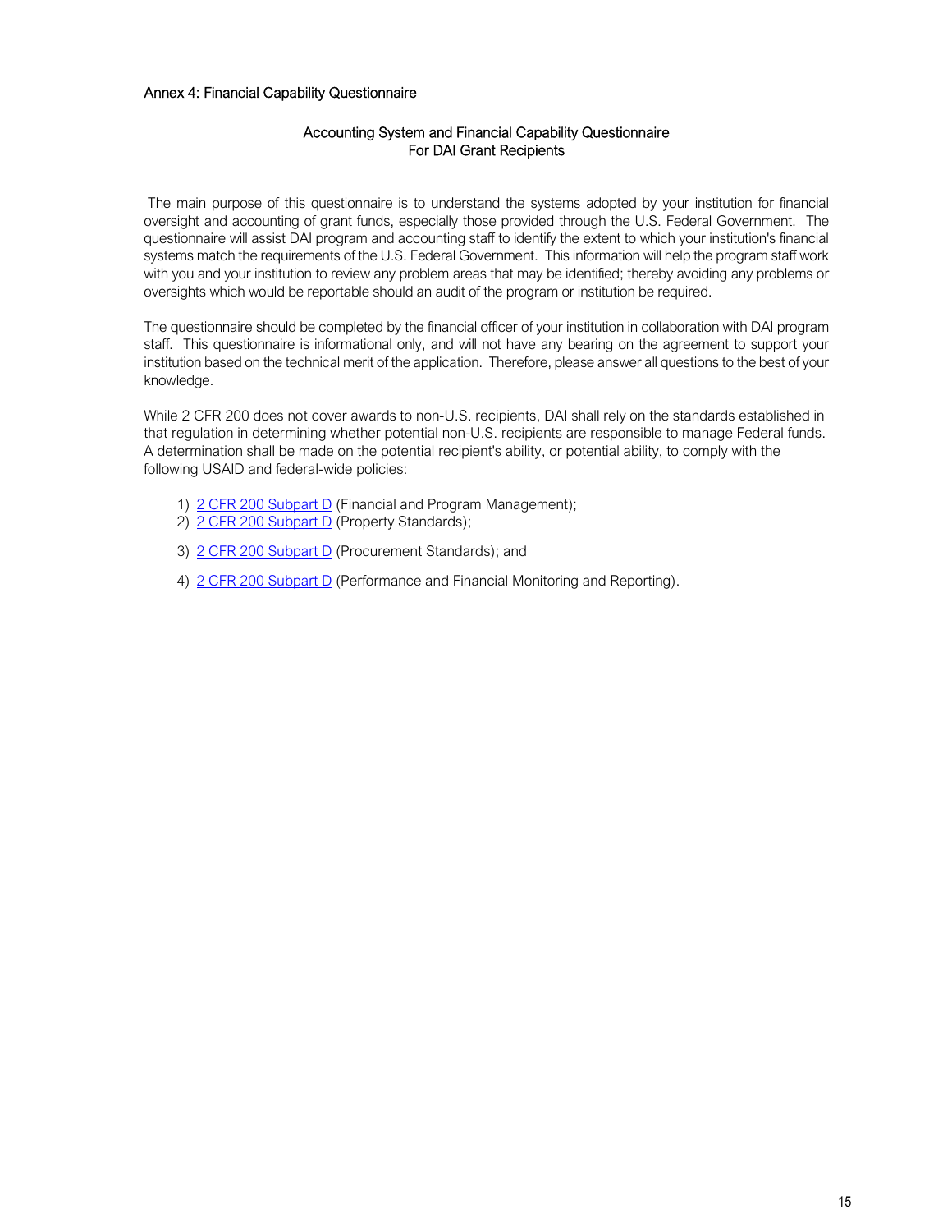## Annex 4: Financial Capability Questionnaire

### Accounting System and Financial Capability Questionnaire
### For DAI Grant Recipients

The main purpose of this questionnaire is to understand the systems adopted by your institution for financial oversight and accounting of grant funds, especially those provided through the U.S. Federal Government. The questionnaire will assist DAI program and accounting staff to identify the extent to which your institution's financial systems match the requirements of the U.S. Federal Government. This information will help the program staff work with you and your institution to review any problem areas that may be identified; thereby avoiding any problems or oversights which would be reportable should an audit of the program or institution be required.

The questionnaire should be completed by the financial officer of your institution in collaboration with DAI program staff. This questionnaire is informational only, and will not have any bearing on the agreement to support your institution based on the technical merit of the application. Therefore, please answer all questions to the best of your knowledge.

While 2 CFR 200 does not cover awards to non-U.S. recipients, DAI shall rely on the standards established in that regulation in determining whether potential non-U.S. recipients are responsible to manage Federal funds. A determination shall be made on the potential recipient's ability, or potential ability, to comply with the following USAID and federal-wide policies:

1) 2 CFR 200 Subpart D (Financial and Program Management);
2) 2 CFR 200 Subpart D (Property Standards);
3) 2 CFR 200 Subpart D (Procurement Standards); and
4) 2 CFR 200 Subpart D (Performance and Financial Monitoring and Reporting).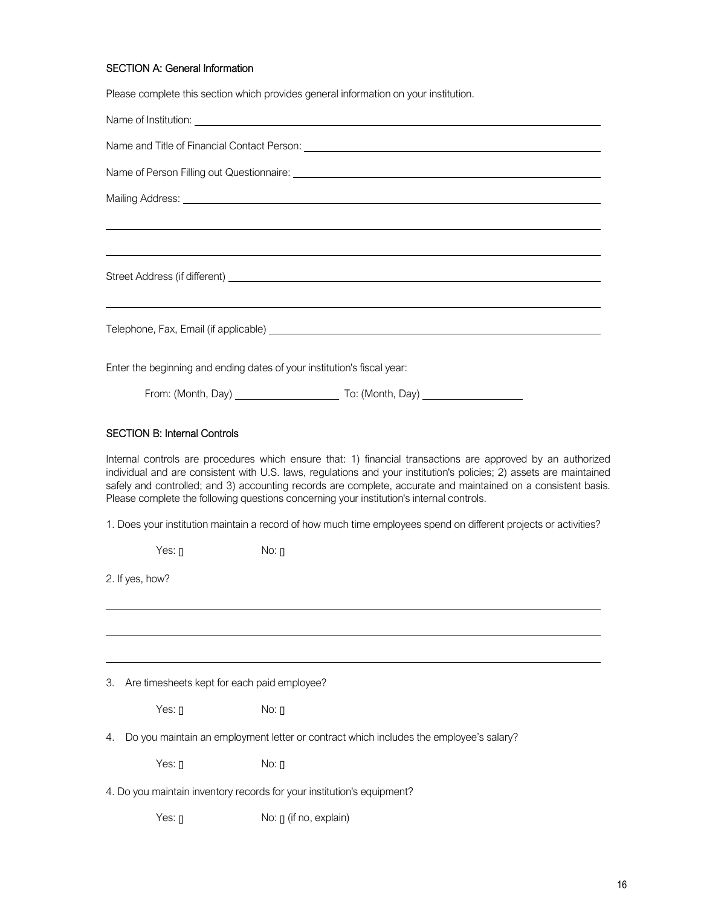### SECTION A: General Information

Please complete this section which provides general information on your institution.

Name of Institution: ______________________________________________

Name and Title of Financial Contact Person: ______________________________________________

Name of Person Filling out Questionnaire: ______________________________________________

Mailing Address: ______________________________________________

______________________________________________

______________________________________________

Street Address (if different) ______________________________________________

______________________________________________

Telephone, Fax, Email (if applicable) ______________________________________________

Enter the beginning and ending dates of your institution's fiscal year:

From: (Month, Day) __________________ To: (Month, Day) __________________

### SECTION B: Internal Controls

Internal controls are procedures which ensure that: 1) financial transactions are approved by an authorized individual and are consistent with U.S. laws, regulations and your institution's policies; 2) assets are maintained safely and controlled; and 3) accounting records are complete, accurate and maintained on a consistent basis. Please complete the following questions concerning your institution's internal controls.

1. Does your institution maintain a record of how much time employees spend on different projects or activities?

Yes: ☐ No: ☐

2. If yes, how?

______________________________________________

______________________________________________

______________________________________________

3. Are timesheets kept for each paid employee?

Yes: ☐ No: ☐

4. Do you maintain an employment letter or contract which includes the employee's salary?

Yes: ☐ No: ☐

4. Do you maintain inventory records for your institution's equipment?

Yes: ☐ No: ☐ (if no, explain)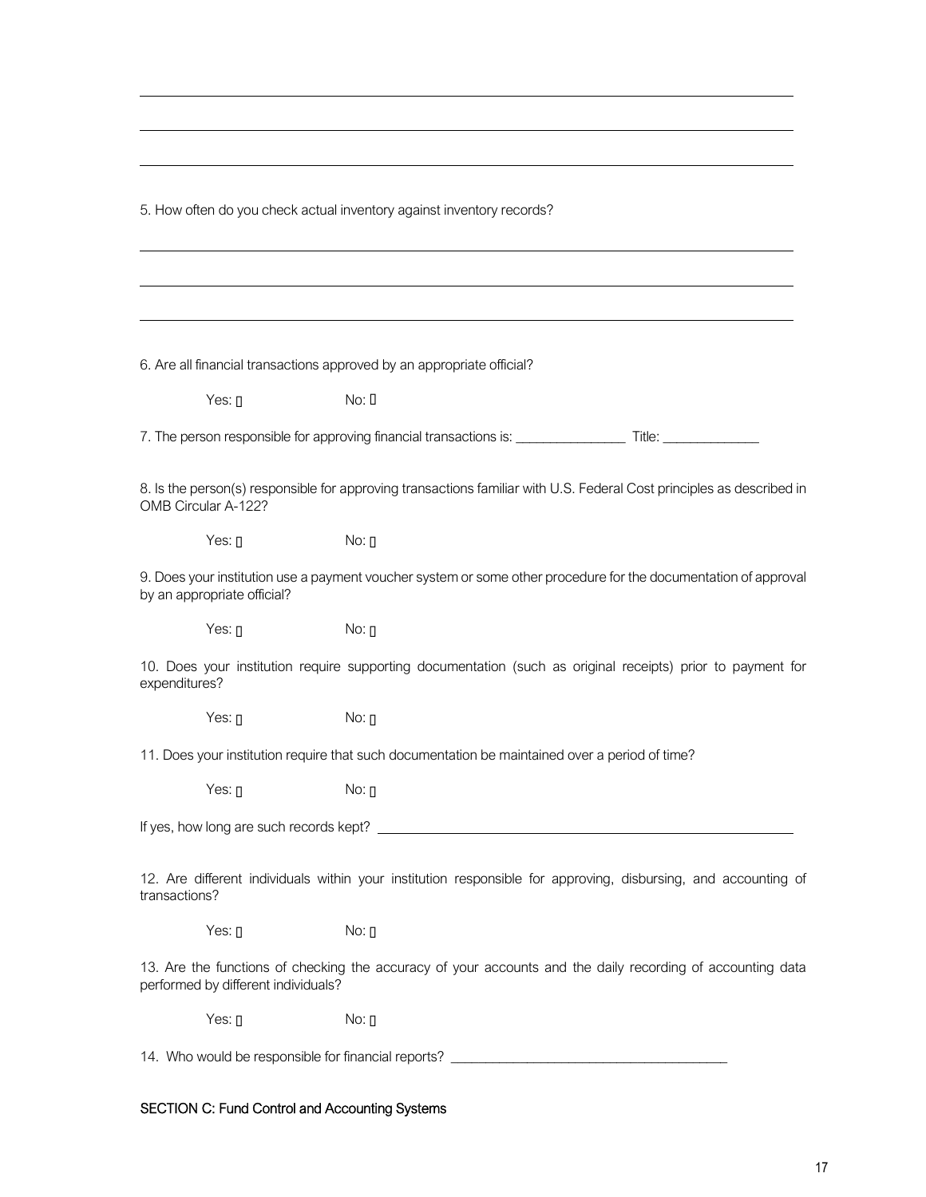5. How often do you check actual inventory against inventory records?

6. Are all financial transactions approved by an appropriate official?

Yes: ☐ No: ☐

7. The person responsible for approving financial transactions is: _______________ Title: _____________

8. Is the person(s) responsible for approving transactions familiar with U.S. Federal Cost principles as described in OMB Circular A-122?

Yes: ☐ No: ☐

9. Does your institution use a payment voucher system or some other procedure for the documentation of approval by an appropriate official?

Yes: ☐ No: ☐

10. Does your institution require supporting documentation (such as original receipts) prior to payment for expenditures?

Yes: ☐ No: ☐

11. Does your institution require that such documentation be maintained over a period of time?

Yes: ☐ No: ☐

If yes, how long are such records kept? ___________________________________________

12. Are different individuals within your institution responsible for approving, disbursing, and accounting of transactions?

Yes: ☐ No: ☐

13. Are the functions of checking the accuracy of your accounts and the daily recording of accounting data performed by different individuals?

Yes: ☐ No: ☐

14. Who would be responsible for financial reports? _______________________________________

SECTION C: Fund Control and Accounting Systems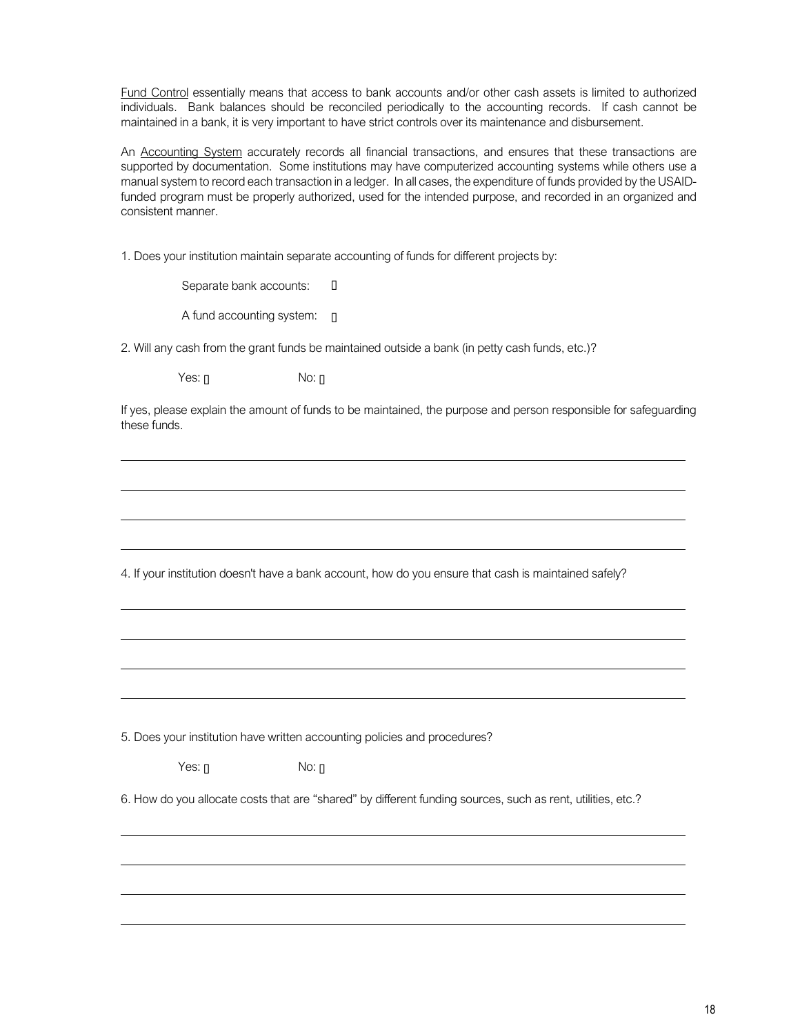<u>Fund Control</u> essentially means that access to bank accounts and/or other cash assets is limited to authorized individuals. Bank balances should be reconciled periodically to the accounting records. If cash cannot be maintained in a bank, it is very important to have strict controls over its maintenance and disbursement.

An <u>Accounting System</u> accurately records all financial transactions, and ensures that these transactions are supported by documentation. Some institutions may have computerized accounting systems while others use a manual system to record each transaction in a ledger. In all cases, the expenditure of funds provided by the USAID-funded program must be properly authorized, used for the intended purpose, and recorded in an organized and consistent manner.

1. Does your institution maintain separate accounting of funds for different projects by:

Separate bank accounts: ☐

A fund accounting system: ☐

2. Will any cash from the grant funds be maintained outside a bank (in petty cash funds, etc.)?

Yes: ☐ No: ☐

If yes, please explain the amount of funds to be maintained, the purpose and person responsible for safeguarding these funds.

\_\_\_\_\_\_\_\_\_\_\_\_\_\_\_\_\_\_\_\_\_\_\_\_\_\_\_\_\_\_\_\_\_\_\_\_\_\_\_\_\_\_\_\_\_\_\_\_\_\_\_\_\_\_\_\_\_\_\_\_\_\_\_\_\_\_\_\_\_\_\_\_\_\_\_\_

\_\_\_\_\_\_\_\_\_\_\_\_\_\_\_\_\_\_\_\_\_\_\_\_\_\_\_\_\_\_\_\_\_\_\_\_\_\_\_\_\_\_\_\_\_\_\_\_\_\_\_\_\_\_\_\_\_\_\_\_\_\_\_\_\_\_\_\_\_\_\_\_\_\_\_\_

\_\_\_\_\_\_\_\_\_\_\_\_\_\_\_\_\_\_\_\_\_\_\_\_\_\_\_\_\_\_\_\_\_\_\_\_\_\_\_\_\_\_\_\_\_\_\_\_\_\_\_\_\_\_\_\_\_\_\_\_\_\_\_\_\_\_\_\_\_\_\_\_\_\_\_\_

\_\_\_\_\_\_\_\_\_\_\_\_\_\_\_\_\_\_\_\_\_\_\_\_\_\_\_\_\_\_\_\_\_\_\_\_\_\_\_\_\_\_\_\_\_\_\_\_\_\_\_\_\_\_\_\_\_\_\_\_\_\_\_\_\_\_\_\_\_\_\_\_\_\_\_\_

4. If your institution doesn't have a bank account, how do you ensure that cash is maintained safely?

\_\_\_\_\_\_\_\_\_\_\_\_\_\_\_\_\_\_\_\_\_\_\_\_\_\_\_\_\_\_\_\_\_\_\_\_\_\_\_\_\_\_\_\_\_\_\_\_\_\_\_\_\_\_\_\_\_\_\_\_\_\_\_\_\_\_\_\_\_\_\_\_\_\_\_\_

\_\_\_\_\_\_\_\_\_\_\_\_\_\_\_\_\_\_\_\_\_\_\_\_\_\_\_\_\_\_\_\_\_\_\_\_\_\_\_\_\_\_\_\_\_\_\_\_\_\_\_\_\_\_\_\_\_\_\_\_\_\_\_\_\_\_\_\_\_\_\_\_\_\_\_\_

\_\_\_\_\_\_\_\_\_\_\_\_\_\_\_\_\_\_\_\_\_\_\_\_\_\_\_\_\_\_\_\_\_\_\_\_\_\_\_\_\_\_\_\_\_\_\_\_\_\_\_\_\_\_\_\_\_\_\_\_\_\_\_\_\_\_\_\_\_\_\_\_\_\_\_\_

\_\_\_\_\_\_\_\_\_\_\_\_\_\_\_\_\_\_\_\_\_\_\_\_\_\_\_\_\_\_\_\_\_\_\_\_\_\_\_\_\_\_\_\_\_\_\_\_\_\_\_\_\_\_\_\_\_\_\_\_\_\_\_\_\_\_\_\_\_\_\_\_\_\_\_\_

5. Does your institution have written accounting policies and procedures?

Yes: ☐ No: ☐

6. How do you allocate costs that are "shared" by different funding sources, such as rent, utilities, etc.?

\_\_\_\_\_\_\_\_\_\_\_\_\_\_\_\_\_\_\_\_\_\_\_\_\_\_\_\_\_\_\_\_\_\_\_\_\_\_\_\_\_\_\_\_\_\_\_\_\_\_\_\_\_\_\_\_\_\_\_\_\_\_\_\_\_\_\_\_\_\_\_\_\_\_\_\_

\_\_\_\_\_\_\_\_\_\_\_\_\_\_\_\_\_\_\_\_\_\_\_\_\_\_\_\_\_\_\_\_\_\_\_\_\_\_\_\_\_\_\_\_\_\_\_\_\_\_\_\_\_\_\_\_\_\_\_\_\_\_\_\_\_\_\_\_\_\_\_\_\_\_\_\_

\_\_\_\_\_\_\_\_\_\_\_\_\_\_\_\_\_\_\_\_\_\_\_\_\_\_\_\_\_\_\_\_\_\_\_\_\_\_\_\_\_\_\_\_\_\_\_\_\_\_\_\_\_\_\_\_\_\_\_\_\_\_\_\_\_\_\_\_\_\_\_\_\_\_\_\_

\_\_\_\_\_\_\_\_\_\_\_\_\_\_\_\_\_\_\_\_\_\_\_\_\_\_\_\_\_\_\_\_\_\_\_\_\_\_\_\_\_\_\_\_\_\_\_\_\_\_\_\_\_\_\_\_\_\_\_\_\_\_\_\_\_\_\_\_\_\_\_\_\_\_\_\_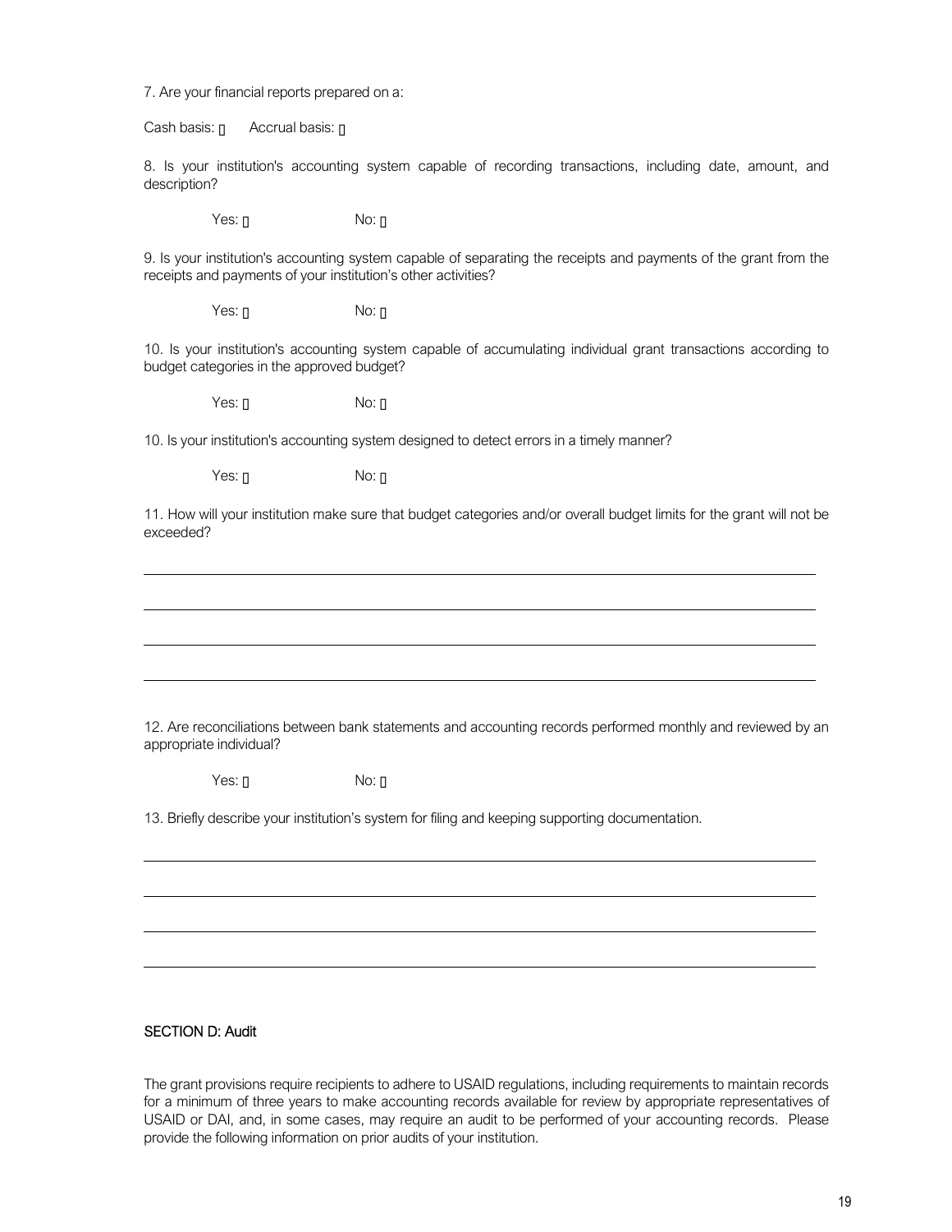7. Are your financial reports prepared on a:

Cash basis: ▯ Accrual basis: ▯

8. Is your institution's accounting system capable of recording transactions, including date, amount, and description?

Yes: ▯ No: ▯

9. Is your institution's accounting system capable of separating the receipts and payments of the grant from the receipts and payments of your institution's other activities?

Yes: ▯ No: ▯

10. Is your institution's accounting system capable of accumulating individual grant transactions according to budget categories in the approved budget?

Yes: ▯ No: ▯

10. Is your institution's accounting system designed to detect errors in a timely manner?

Yes: ▯ No: ▯

11. How will your institution make sure that budget categories and/or overall budget limits for the grant will not be exceeded?

\_\_\_\_\_\_\_\_\_\_\_\_\_\_\_\_\_\_\_\_\_\_\_\_\_\_\_\_\_\_\_\_\_\_\_\_\_\_\_\_\_\_\_\_\_\_\_\_\_\_\_\_\_\_\_\_\_\_\_\_\_\_\_\_\_\_\_\_\_\_\_\_\_\_\_\_

\_\_\_\_\_\_\_\_\_\_\_\_\_\_\_\_\_\_\_\_\_\_\_\_\_\_\_\_\_\_\_\_\_\_\_\_\_\_\_\_\_\_\_\_\_\_\_\_\_\_\_\_\_\_\_\_\_\_\_\_\_\_\_\_\_\_\_\_\_\_\_\_\_\_\_\_

\_\_\_\_\_\_\_\_\_\_\_\_\_\_\_\_\_\_\_\_\_\_\_\_\_\_\_\_\_\_\_\_\_\_\_\_\_\_\_\_\_\_\_\_\_\_\_\_\_\_\_\_\_\_\_\_\_\_\_\_\_\_\_\_\_\_\_\_\_\_\_\_\_\_\_\_

\_\_\_\_\_\_\_\_\_\_\_\_\_\_\_\_\_\_\_\_\_\_\_\_\_\_\_\_\_\_\_\_\_\_\_\_\_\_\_\_\_\_\_\_\_\_\_\_\_\_\_\_\_\_\_\_\_\_\_\_\_\_\_\_\_\_\_\_\_\_\_\_\_\_\_\_

12. Are reconciliations between bank statements and accounting records performed monthly and reviewed by an appropriate individual?

Yes: ▯ No: ▯

13. Briefly describe your institution's system for filing and keeping supporting documentation.

\_\_\_\_\_\_\_\_\_\_\_\_\_\_\_\_\_\_\_\_\_\_\_\_\_\_\_\_\_\_\_\_\_\_\_\_\_\_\_\_\_\_\_\_\_\_\_\_\_\_\_\_\_\_\_\_\_\_\_\_\_\_\_\_\_\_\_\_\_\_\_\_\_\_\_\_

\_\_\_\_\_\_\_\_\_\_\_\_\_\_\_\_\_\_\_\_\_\_\_\_\_\_\_\_\_\_\_\_\_\_\_\_\_\_\_\_\_\_\_\_\_\_\_\_\_\_\_\_\_\_\_\_\_\_\_\_\_\_\_\_\_\_\_\_\_\_\_\_\_\_\_\_

\_\_\_\_\_\_\_\_\_\_\_\_\_\_\_\_\_\_\_\_\_\_\_\_\_\_\_\_\_\_\_\_\_\_\_\_\_\_\_\_\_\_\_\_\_\_\_\_\_\_\_\_\_\_\_\_\_\_\_\_\_\_\_\_\_\_\_\_\_\_\_\_\_\_\_\_

\_\_\_\_\_\_\_\_\_\_\_\_\_\_\_\_\_\_\_\_\_\_\_\_\_\_\_\_\_\_\_\_\_\_\_\_\_\_\_\_\_\_\_\_\_\_\_\_\_\_\_\_\_\_\_\_\_\_\_\_\_\_\_\_\_\_\_\_\_\_\_\_\_\_\_\_

## SECTION D: Audit

The grant provisions require recipients to adhere to USAID regulations, including requirements to maintain records for a minimum of three years to make accounting records available for review by appropriate representatives of USAID or DAI, and, in some cases, may require an audit to be performed of your accounting records. Please provide the following information on prior audits of your institution.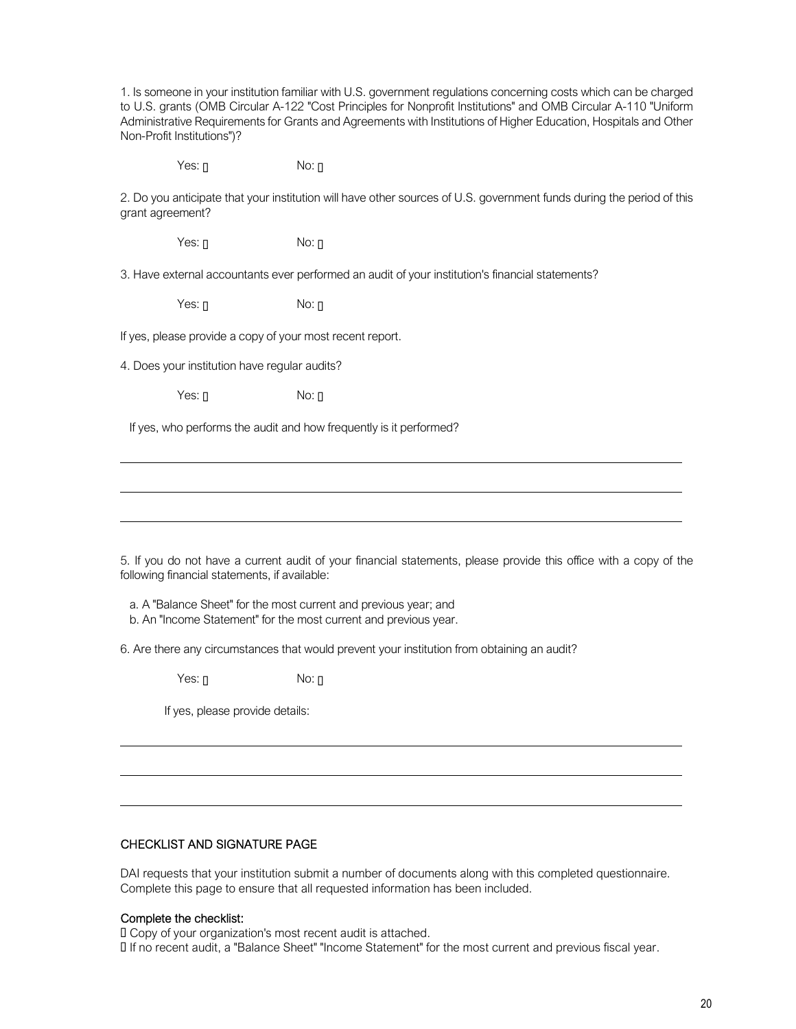1. Is someone in your institution familiar with U.S. government regulations concerning costs which can be charged to U.S. grants (OMB Circular A-122 "Cost Principles for Nonprofit Institutions" and OMB Circular A-110 "Uniform Administrative Requirements for Grants and Agreements with Institutions of Higher Education, Hospitals and Other Non-Profit Institutions")?

Yes: ☐ No: ☐

2. Do you anticipate that your institution will have other sources of U.S. government funds during the period of this grant agreement?

Yes: ☐ No: ☐

3. Have external accountants ever performed an audit of your institution's financial statements?

Yes: ☐ No: ☐

If yes, please provide a copy of your most recent report.

4. Does your institution have regular audits?

Yes: ☐ No: ☐

If yes, who performs the audit and how frequently is it performed?

\_\_\_\_\_\_\_\_\_\_\_\_\_\_\_\_\_\_\_\_\_\_\_\_\_\_\_\_\_\_\_\_\_\_\_\_\_\_\_\_\_\_\_\_\_\_\_\_\_\_\_\_\_\_\_\_\_\_\_\_\_\_\_\_\_\_\_\_\_\_\_\_\_\_

\_\_\_\_\_\_\_\_\_\_\_\_\_\_\_\_\_\_\_\_\_\_\_\_\_\_\_\_\_\_\_\_\_\_\_\_\_\_\_\_\_\_\_\_\_\_\_\_\_\_\_\_\_\_\_\_\_\_\_\_\_\_\_\_\_\_\_\_\_\_\_\_\_\_

\_\_\_\_\_\_\_\_\_\_\_\_\_\_\_\_\_\_\_\_\_\_\_\_\_\_\_\_\_\_\_\_\_\_\_\_\_\_\_\_\_\_\_\_\_\_\_\_\_\_\_\_\_\_\_\_\_\_\_\_\_\_\_\_\_\_\_\_\_\_\_\_\_\_

5. If you do not have a current audit of your financial statements, please provide this office with a copy of the following financial statements, if available:

a. A "Balance Sheet" for the most current and previous year; and
b. An "Income Statement" for the most current and previous year.

6. Are there any circumstances that would prevent your institution from obtaining an audit?

Yes: ☐ No: ☐

If yes, please provide details:

\_\_\_\_\_\_\_\_\_\_\_\_\_\_\_\_\_\_\_\_\_\_\_\_\_\_\_\_\_\_\_\_\_\_\_\_\_\_\_\_\_\_\_\_\_\_\_\_\_\_\_\_\_\_\_\_\_\_\_\_\_\_\_\_\_\_\_\_\_\_\_\_\_\_

\_\_\_\_\_\_\_\_\_\_\_\_\_\_\_\_\_\_\_\_\_\_\_\_\_\_\_\_\_\_\_\_\_\_\_\_\_\_\_\_\_\_\_\_\_\_\_\_\_\_\_\_\_\_\_\_\_\_\_\_\_\_\_\_\_\_\_\_\_\_\_\_\_\_

\_\_\_\_\_\_\_\_\_\_\_\_\_\_\_\_\_\_\_\_\_\_\_\_\_\_\_\_\_\_\_\_\_\_\_\_\_\_\_\_\_\_\_\_\_\_\_\_\_\_\_\_\_\_\_\_\_\_\_\_\_\_\_\_\_\_\_\_\_\_\_\_\_\_

## CHECKLIST AND SIGNATURE PAGE

DAI requests that your institution submit a number of documents along with this completed questionnaire. Complete this page to ensure that all requested information has been included.

### Complete the checklist:

☐ Copy of your organization's most recent audit is attached.
☐ If no recent audit, a "Balance Sheet" "Income Statement" for the most current and previous fiscal year.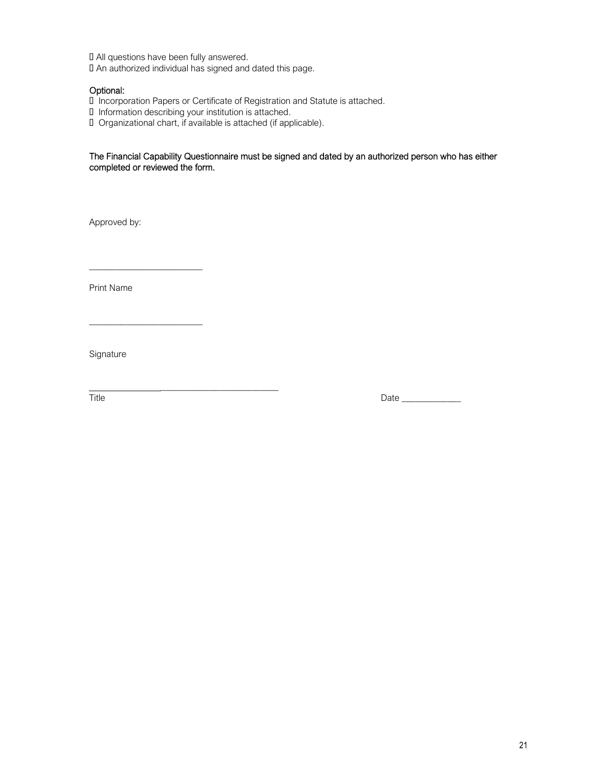- All questions have been fully answered.
- An authorized individual has signed and dated this page.

**Optional:**

- Incorporation Papers or Certificate of Registration and Statute is attached.
- Information describing your institution is attached.
- Organizational chart, if available is attached (if applicable).

**The Financial Capability Questionnaire must be signed and dated by an authorized person who has either completed or reviewed the form.**

Approved by:

________________________

Print Name

________________________

Signature

________________________________________

Title

Date _____________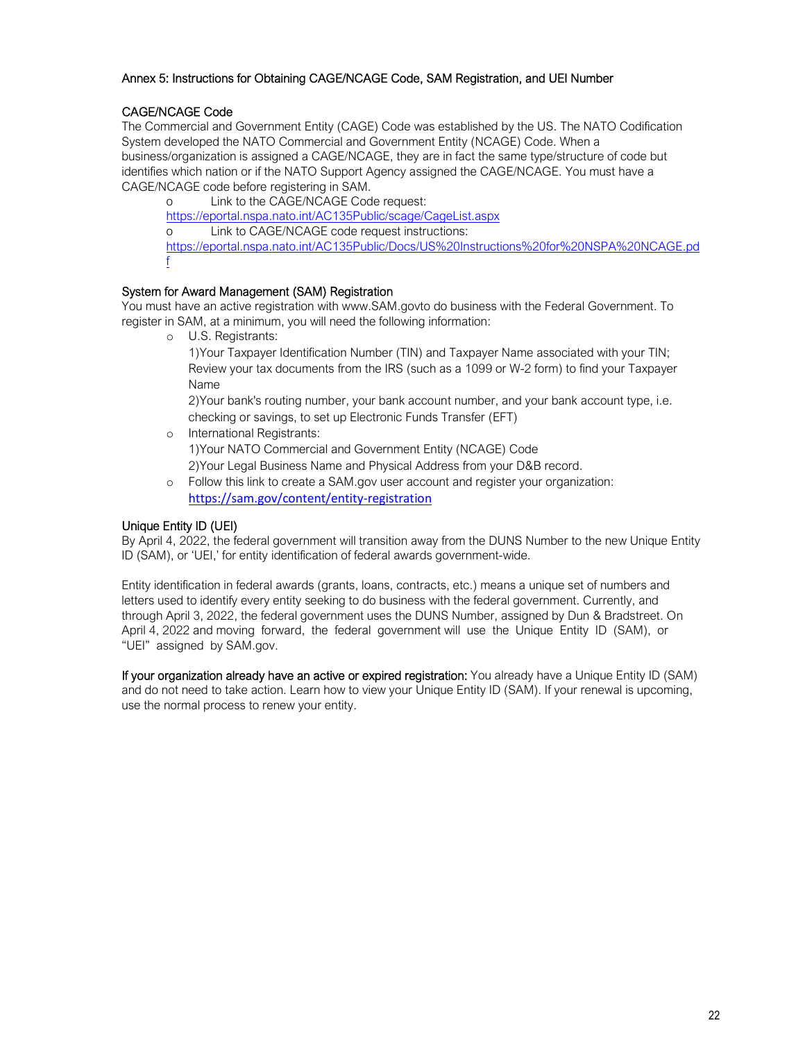## Annex 5: Instructions for Obtaining CAGE/NCAGE Code, SAM Registration, and UEI Number

### CAGE/NCAGE Code

The Commercial and Government Entity (CAGE) Code was established by the US. The NATO Codification System developed the NATO Commercial and Government Entity (NCAGE) Code. When a business/organization is assigned a CAGE/NCAGE, they are in fact the same type/structure of code but identifies which nation or if the NATO Support Agency assigned the CAGE/NCAGE. You must have a CAGE/NCAGE code before registering in SAM.

- Link to the CAGE/NCAGE Code request: https://eportal.nspa.nato.int/AC135Public/scage/CageList.aspx
- Link to CAGE/NCAGE code request instructions: https://eportal.nspa.nato.int/AC135Public/Docs/US%20Instructions%20for%20NSPA%20NCAGE.pdf

### System for Award Management (SAM) Registration

You must have an active registration with www.SAM.govto do business with the Federal Government. To register in SAM, at a minimum, you will need the following information:

- U.S. Registrants:
  1)Your Taxpayer Identification Number (TIN) and Taxpayer Name associated with your TIN; Review your tax documents from the IRS (such as a 1099 or W-2 form) to find your Taxpayer Name
  2)Your bank's routing number, your bank account number, and your bank account type, i.e. checking or savings, to set up Electronic Funds Transfer (EFT)
- International Registrants:
  1)Your NATO Commercial and Government Entity (NCAGE) Code
  2)Your Legal Business Name and Physical Address from your D&B record.
- Follow this link to create a SAM.gov user account and register your organization: https://sam.gov/content/entity-registration

### Unique Entity ID (UEI)

By April 4, 2022, the federal government will transition away from the DUNS Number to the new Unique Entity ID (SAM), or 'UEI,' for entity identification of federal awards government-wide.

Entity identification in federal awards (grants, loans, contracts, etc.) means a unique set of numbers and letters used to identify every entity seeking to do business with the federal government. Currently, and through April 3, 2022, the federal government uses the DUNS Number, assigned by Dun & Bradstreet. On April 4, 2022 and moving forward, the federal government will use the Unique Entity ID (SAM), or "UEI" assigned by SAM.gov.

**If your organization already have an active or expired registration:** You already have a Unique Entity ID (SAM) and do not need to take action. Learn how to view your Unique Entity ID (SAM). If your renewal is upcoming, use the normal process to renew your entity.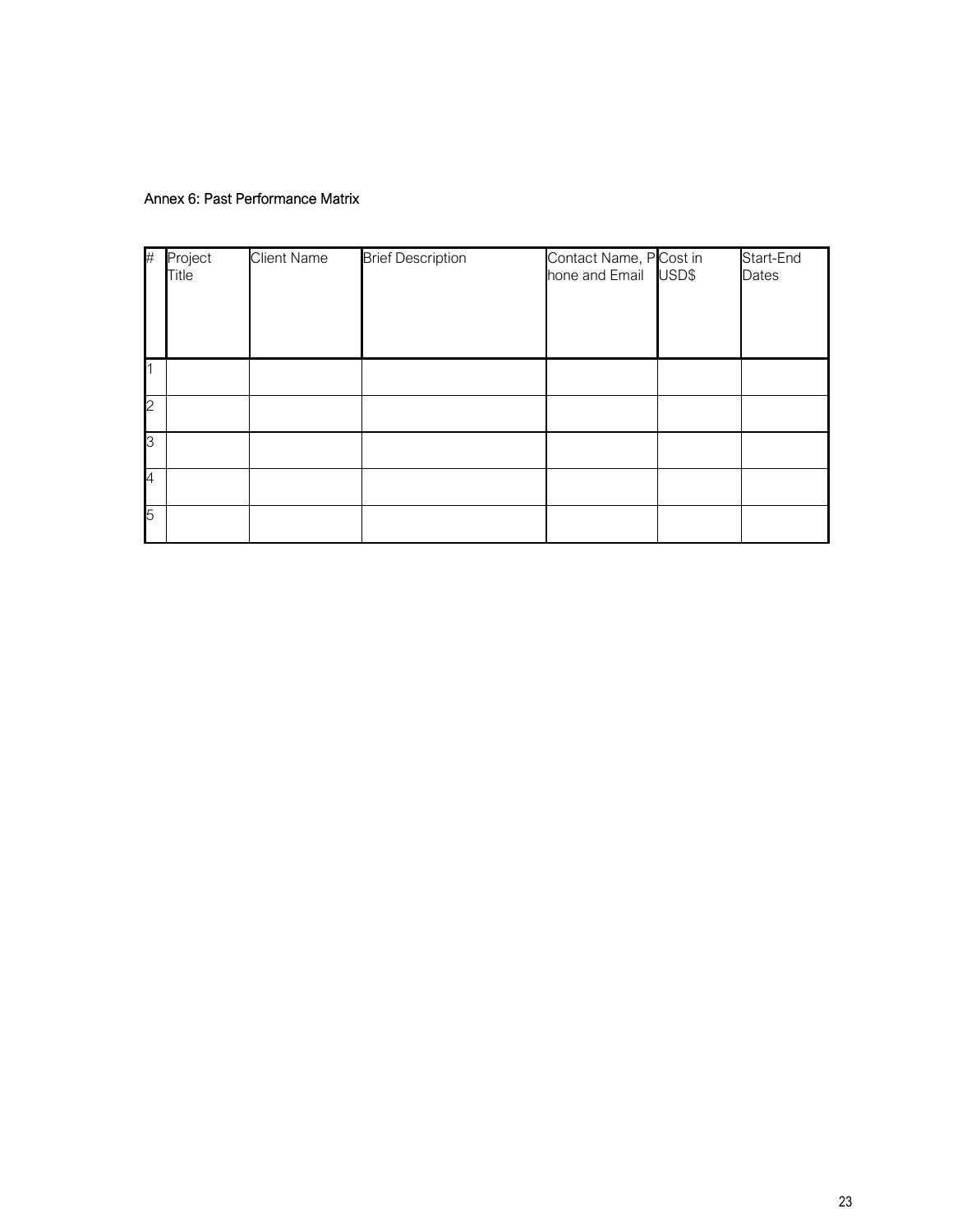Annex 6: Past Performance Matrix

| # | Project Title | Client Name | Brief Description | Contact Name, Phone and Email | Cost in USD$ | Start-End Dates |
|---|---|---|---|---|---|---|
| 1 | | | | | | |
| 2 | | | | | | |
| 3 | | | | | | |
| 4 | | | | | | |
| 5 | | | | | | |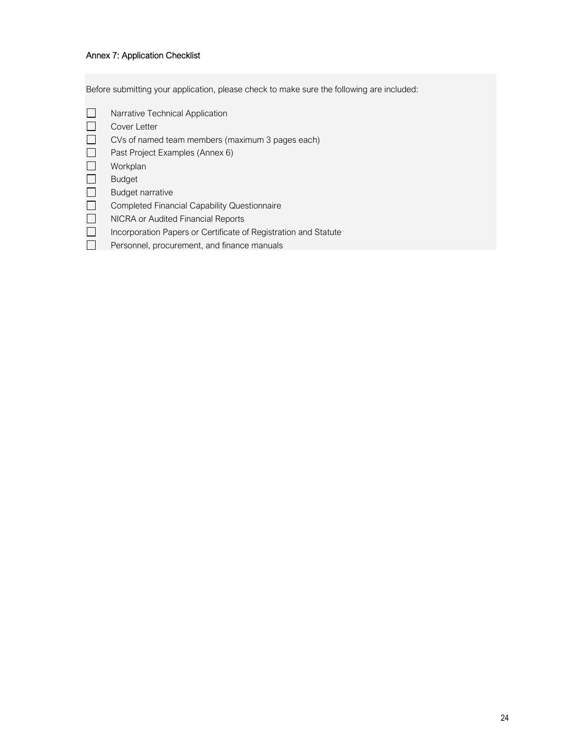### Annex 7: Application Checklist

Before submitting your application, please check to make sure the following are included:

- [ ] Narrative Technical Application
- [ ] Cover Letter
- [ ] CVs of named team members (maximum 3 pages each)
- [ ] Past Project Examples (Annex 6)
- [ ] Workplan
- [ ] Budget
- [ ] Budget narrative
- [ ] Completed Financial Capability Questionnaire
- [ ] NICRA or Audited Financial Reports
- [ ] Incorporation Papers or Certificate of Registration and Statute
- [ ] Personnel, procurement, and finance manuals